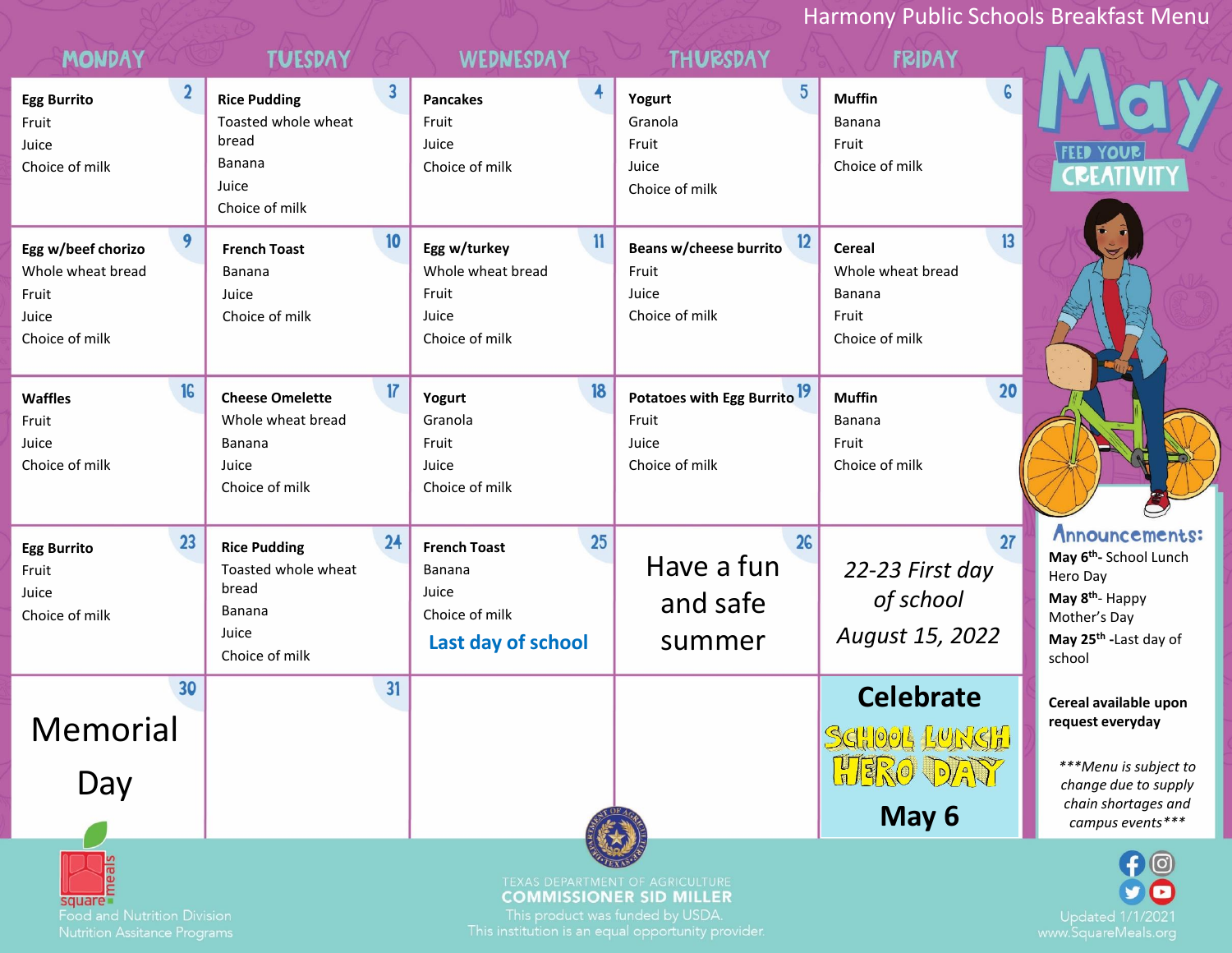# Harmony Public Schools Breakfast Menu

## May

FEED YOUR CREATIVITY

| MONDAY | TUESDAY | WEDNESDAY | THURSDAY | FRIDAY |
| --- | --- | --- | --- | --- |
| 2<br>**Egg Burrito**<br>Fruit<br>Juice<br>Choice of milk | 3<br>**Rice Pudding**<br>Toasted whole wheat bread<br>Banana<br>Juice<br>Choice of milk | 4<br>**Pancakes**<br>Fruit<br>Juice<br>Choice of milk | 5<br>**Yogurt**<br>Granola<br>Fruit<br>Juice<br>Choice of milk | 6<br>**Muffin**<br>Banana<br>Fruit<br>Choice of milk |
| 9<br>**Egg w/beef chorizo**<br>Whole wheat bread<br>Fruit<br>Juice<br>Choice of milk | 10<br>**French Toast**<br>Banana<br>Juice<br>Choice of milk | 11<br>**Egg w/turkey**<br>Whole wheat bread<br>Fruit<br>Juice<br>Choice of milk | 12<br>**Beans w/cheese burrito**<br>Fruit<br>Juice<br>Choice of milk | 13<br>**Cereal**<br>Whole wheat bread<br>Banana<br>Fruit<br>Choice of milk |
| 16<br>**Waffles**<br>Fruit<br>Juice<br>Choice of milk | 17<br>**Cheese Omelette**<br>Whole wheat bread<br>Banana<br>Juice<br>Choice of milk | 18<br>**Yogurt**<br>Granola<br>Fruit<br>Juice<br>Choice of milk | 19<br>**Potatoes with Egg Burrito**<br>Fruit<br>Juice<br>Choice of milk | 20<br>**Muffin**<br>Banana<br>Fruit<br>Choice of milk |
| 23<br>**Egg Burrito**<br>Fruit<br>Juice<br>Choice of milk | 24<br>**Rice Pudding**<br>Toasted whole wheat bread<br>Banana<br>Juice<br>Choice of milk | 25<br>**French Toast**<br>Banana<br>Juice<br>Choice of milk<br>**Last day of school** | 26<br>Have a fun and safe summer | 27<br>*22-23 First day of school August 15, 2022* |
| 30<br>Memorial Day | 31 | | | **Celebrate SCHOOL LUNCH HERO DAY May 6** |

**Announcements:**

**May 6th**- School Lunch Hero Day

**May 8th**- Happy Mother's Day

**May 25th** -Last day of school

**Cereal available upon request everyday**

*\*\*\*Menu is subject to change due to supply chain shortages and campus events\*\*\**

square meals
Food and Nutrition Division
Nutrition Assitance Programs

TEXAS DEPARTMENT OF AGRICULTURE
COMMISSIONER SID MILLER
This product was funded by USDA.
This institution is an equal opportunity provider.

Updated 1/1/2021
www.SquareMeals.org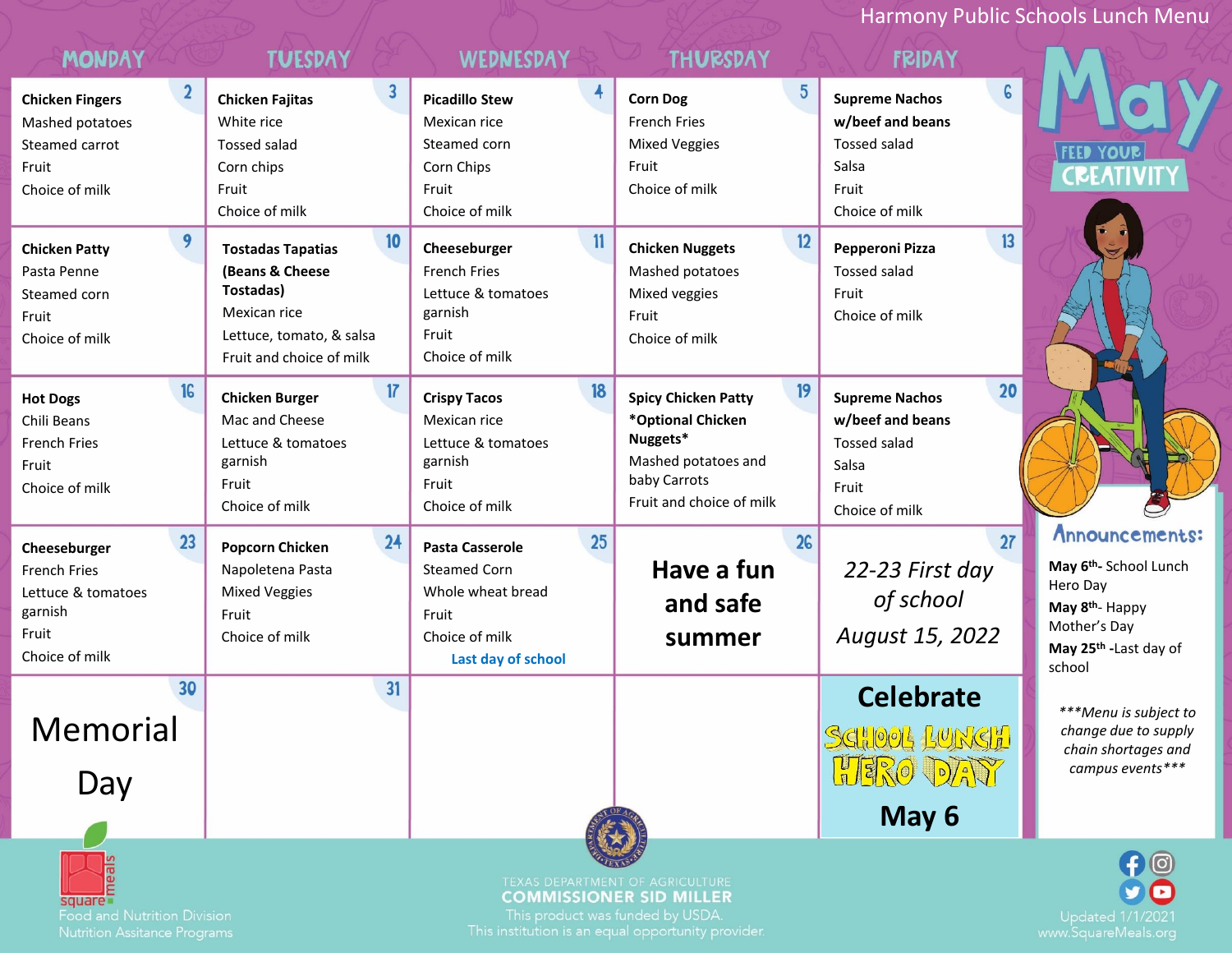# Harmony Public Schools Lunch Menu

# May

FEED YOUR CREATIVITY

| MONDAY | TUESDAY | WEDNESDAY | THURSDAY | FRIDAY |
|---|---|---|---|---|
| 2<br>**Chicken Fingers**<br>Mashed potatoes<br>Steamed carrot<br>Fruit<br>Choice of milk | 3<br>**Chicken Fajitas**<br>White rice<br>Tossed salad<br>Corn chips<br>Fruit<br>Choice of milk | 4<br>**Picadillo Stew**<br>Mexican rice<br>Steamed corn<br>Corn Chips<br>Fruit<br>Choice of milk | 5<br>**Corn Dog**<br>French Fries<br>Mixed Veggies<br>Fruit<br>Choice of milk | 6<br>**Supreme Nachos w/beef and beans**<br>Tossed salad<br>Salsa<br>Fruit<br>Choice of milk |
| 9<br>**Chicken Patty**<br>Pasta Penne<br>Steamed corn<br>Fruit<br>Choice of milk | 10<br>**Tostadas Tapatias (Beans & Cheese Tostadas)**<br>Mexican rice<br>Lettuce, tomato, & salsa<br>Fruit and choice of milk | 11<br>**Cheeseburger**<br>French Fries<br>Lettuce & tomatoes garnish<br>Fruit<br>Choice of milk | 12<br>**Chicken Nuggets**<br>Mashed potatoes<br>Mixed veggies<br>Fruit<br>Choice of milk | 13<br>**Pepperoni Pizza**<br>Tossed salad<br>Fruit<br>Choice of milk |
| 16<br>**Hot Dogs**<br>Chili Beans<br>French Fries<br>Fruit<br>Choice of milk | 17<br>**Chicken Burger**<br>Mac and Cheese<br>Lettuce & tomatoes garnish<br>Fruit<br>Choice of milk | 18<br>**Crispy Tacos**<br>Mexican rice<br>Lettuce & tomatoes garnish<br>Fruit<br>Choice of milk | 19<br>**Spicy Chicken Patty *Optional Chicken Nuggets***<br>Mashed potatoes and baby Carrots<br>Fruit and choice of milk | 20<br>**Supreme Nachos w/beef and beans**<br>Tossed salad<br>Salsa<br>Fruit<br>Choice of milk |
| 23<br>**Cheeseburger**<br>French Fries<br>Lettuce & tomatoes garnish<br>Fruit<br>Choice of milk | 24<br>**Popcorn Chicken**<br>Napoletena Pasta<br>Mixed Veggies<br>Fruit<br>Choice of milk | 25<br>**Pasta Casserole**<br>Steamed Corn<br>Whole wheat bread<br>Fruit<br>Choice of milk<br>Last day of school | 26<br>**Have a fun and safe summer** | 27<br>*22-23 First day of school*<br>*August 15, 2022* |
| 30<br>Memorial Day | 31 | | | **Celebrate SCHOOL LUNCH HERO DAY May 6** |

## Announcements:

**May 6th**- School Lunch Hero Day

**May 8th**- Happy Mother's Day

**May 25th** -Last day of school

****Menu is subject to change due to supply chain shortages and campus events****

square meals
Food and Nutrition Division
Nutrition Assitance Programs

TEXAS DEPARTMENT OF AGRICULTURE
COMMISSIONER SID MILLER
This product was funded by USDA.
This institution is an equal opportunity provider.

Updated 1/1/2021
www.SquareMeals.org